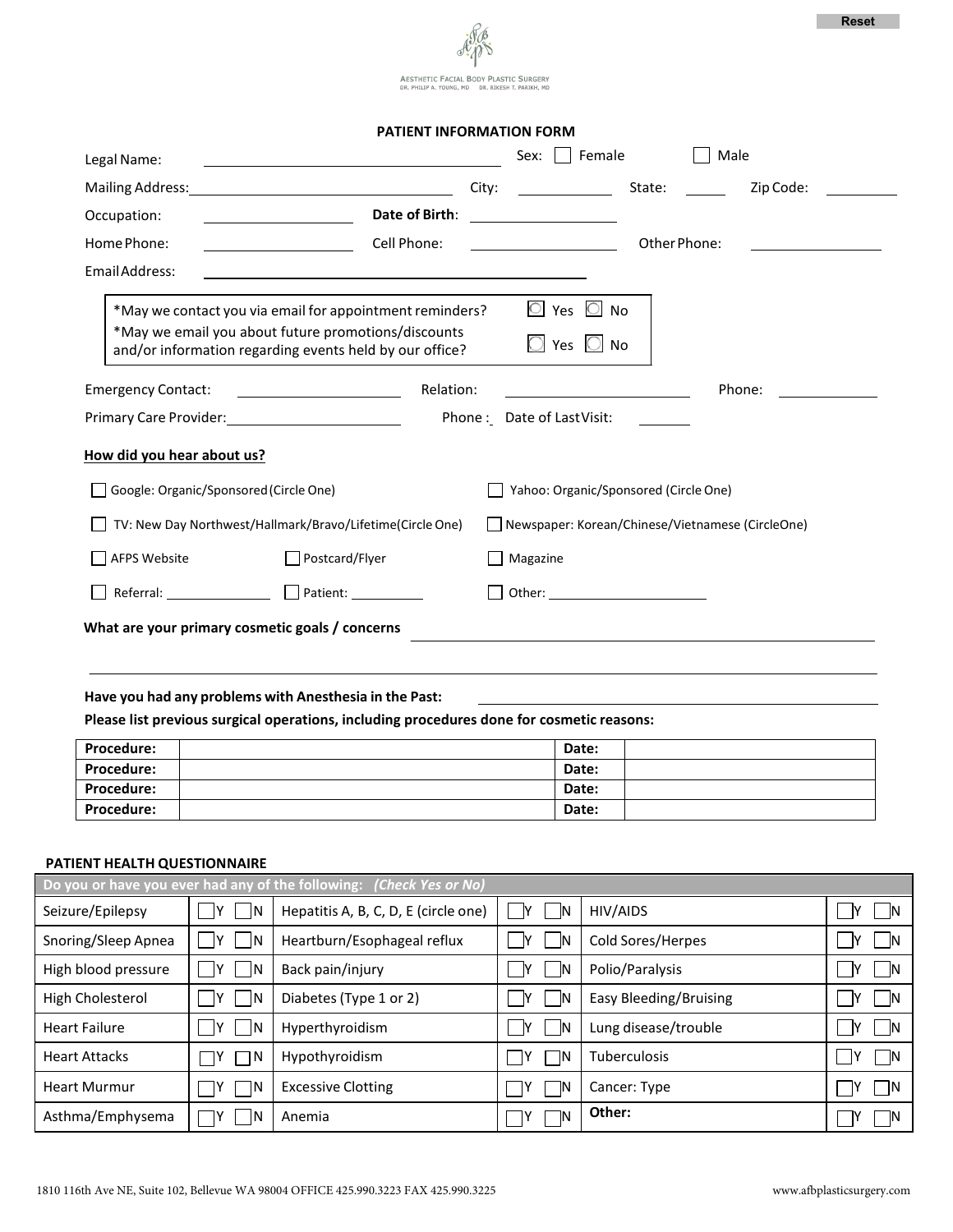Reset

AESTHETIC FACIAL BODY PLASTIC SURGERY
DR. PHILIP A. YOUNG, MD DR. RIKESH T. PARIKH, MD

## PATIENT INFORMATION FORM

Legal Name: \_\_\_\_\_\_\_\_\_\_\_\_\_\_\_\_\_\_\_\_ Sex: ☐ Female ☐ Male

Mailing Address: \_\_\_\_\_\_\_\_\_\_\_\_\_\_\_\_\_\_\_\_ City: \_\_\_\_\_\_\_\_\_\_ State: \_\_\_\_\_ Zip Code: \_\_\_\_\_\_\_\_

Occupation: \_\_\_\_\_\_\_\_\_\_\_\_\_\_\_ **Date of Birth**: \_\_\_\_\_\_\_\_\_\_\_\_\_\_\_

Home Phone: \_\_\_\_\_\_\_\_\_\_\_\_\_\_\_ Cell Phone: \_\_\_\_\_\_\_\_\_\_\_\_\_\_\_ Other Phone: \_\_\_\_\_\_\_\_\_\_\_\_\_\_\_

Email Address: \_\_\_\_\_\_\_\_\_\_\_\_\_\_\_\_\_\_\_\_\_\_\_\_\_\_\_\_\_\_

*May we contact you via email for appointment reminders? ☐ Yes ☐ No

*May we email you about future promotions/discounts and/or information regarding events held by our office? ☐ Yes ☐ No

Emergency Contact: \_\_\_\_\_\_\_\_\_\_\_\_\_\_\_ Relation: \_\_\_\_\_\_\_\_\_\_\_\_\_\_\_ Phone: \_\_\_\_\_\_\_\_\_\_\_\_\_\_\_

Primary Care Provider: \_\_\_\_\_\_\_\_\_\_\_\_\_\_\_ Phone : Date of Last Visit: \_\_\_\_\_\_\_\_

**How did you hear about us?**

☐ Google: Organic/Sponsored (Circle One)
☐ Yahoo: Organic/Sponsored (Circle One)
☐ TV: New Day Northwest/Hallmark/Bravo/Lifetime(Circle One)
☐ Newspaper: Korean/Chinese/Vietnamese (CircleOne)
☐ AFPS Website
☐ Postcard/Flyer
☐ Magazine
☐ Referral: \_\_\_\_\_\_\_\_\_\_
☐ Patient: \_\_\_\_\_\_\_\_\_\_
☐ Other: \_\_\_\_\_\_\_\_\_\_\_\_\_\_\_

**What are your primary cosmetic goals / concerns** \_\_\_\_\_\_\_\_\_\_\_\_\_\_\_\_\_\_\_\_\_\_\_\_\_\_\_\_\_\_

**Have you had any problems with Anesthesia in the Past:** \_\_\_\_\_\_\_\_\_\_\_\_\_\_\_\_\_\_\_\_

**Please list previous surgical operations, including procedures done for cosmetic reasons:**

| **Procedure:** | | **Date:** | |
|---|---|---|---|
| **Procedure:** | | **Date:** | |
| **Procedure:** | | **Date:** | |
| **Procedure:** | | **Date:** | |

### PATIENT HEALTH QUESTIONNAIRE

| Do you or have you ever had any of the following: *(Check Yes or No)* | | | | | |
|---|---|---|---|---|---|
| Seizure/Epilepsy | ☐Y ☐N | Hepatitis A, B, C, D, E (circle one) | ☐Y ☐N | HIV/AIDS | ☐Y ☐N |
| Snoring/Sleep Apnea | ☐Y ☐N | Heartburn/Esophageal reflux | ☐Y ☐N | Cold Sores/Herpes | ☐Y ☐N |
| High blood pressure | ☐Y ☐N | Back pain/injury | ☐Y ☐N | Polio/Paralysis | ☐Y ☐N |
| High Cholesterol | ☐Y ☐N | Diabetes (Type 1 or 2) | ☐Y ☐N | Easy Bleeding/Bruising | ☐Y ☐N |
| Heart Failure | ☐Y ☐N | Hyperthyroidism | ☐Y ☐N | Lung disease/trouble | ☐Y ☐N |
| Heart Attacks | ☐Y ☐N | Hypothyroidism | ☐Y ☐N | Tuberculosis | ☐Y ☐N |
| Heart Murmur | ☐Y ☐N | Excessive Clotting | ☐Y ☐N | Cancer: Type | ☐Y ☐N |
| Asthma/Emphysema | ☐Y ☐N | Anemia | ☐Y ☐N | Other: | ☐Y ☐N |

1810 116th Ave NE, Suite 102, Bellevue WA 98004 OFFICE 425.990.3223 FAX 425.990.3225 www.afbplasticsurgery.com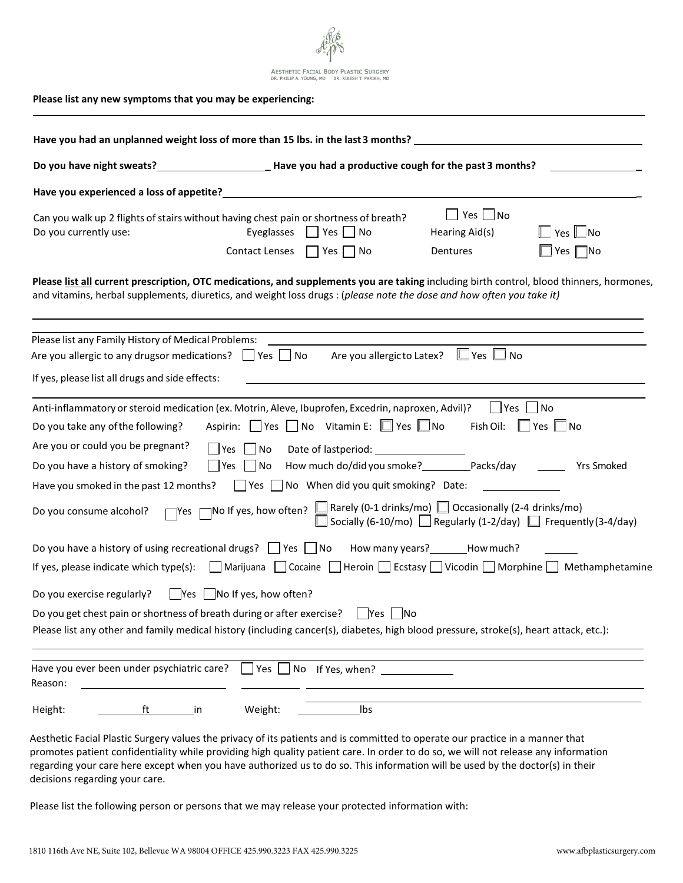Aesthetic Facial Body Plastic Surgery
Dr. Philip A. Young, MD  Dr. Rikesh T. Parikh, MD

**Please list any new symptoms that you may be experiencing:**

______________________________________________

**Have you had an unplanned weight loss of more than 15 lbs. in the last 3 months?** ____________________

**Do you have night sweats?** ____________ **Have you had a productive cough for the past 3 months?** ____________

**Have you experienced a loss of appetite?** ______________________________

Can you walk up 2 flights of stairs without having chest pain or shortness of breath? ☐ Yes ☐ No

Do you currently use:
- Eyeglasses ☐ Yes ☐ No
- Hearing Aid(s) ☐ Yes ☐ No
- Contact Lenses ☐ Yes ☐ No
- Dentures ☐ Yes ☐ No

**Please <u>list all</u> current prescription, OTC medications, and supplements you are taking** including birth control, blood thinners, hormones, and vitamins, herbal supplements, diuretics, and weight loss drugs : (*please note the dose and how often you take it)*

______________________________________________

Please list any Family History of Medical Problems: ______________________________

Are you allergic to any drugs or medications? ☐ Yes ☐ No  Are you allergic to Latex? ☐ Yes ☐ No

If yes, please list all drugs and side effects: ______________________________

Anti-inflammatory or steroid medication (ex. Motrin, Aleve, Ibuprofen, Excedrin, naproxen, Advil)? ☐ Yes ☐ No

Do you take any of the following? Aspirin: ☐ Yes ☐ No  Vitamin E: ☐ Yes ☐ No  Fish Oil: ☐ Yes ☐ No

Are you or could you be pregnant? ☐ Yes ☐ No  Date of last period: ____________

Do you have a history of smoking? ☐ Yes ☐ No  How much do/did you smoke? ________ Packs/day ______ Yrs Smoked

Have you smoked in the past 12 months? ☐ Yes ☐ No  When did you quit smoking? Date: ____________

Do you consume alcohol? ☐ Yes ☐ No If yes, how often? ☐ Rarely (0-1 drinks/mo) ☐ Occasionally (2-4 drinks/mo) ☐ Socially (6-10/mo) ☐ Regularly (1-2/day) ☐ Frequently (3-4/day)

Do you have a history of using recreational drugs? ☐ Yes ☐ No  How many years? ______ How much? ______

If yes, please indicate which type(s): ☐ Marijuana ☐ Cocaine ☐ Heroin ☐ Ecstasy ☐ Vicodin ☐ Morphine ☐ Methamphetamine

Do you exercise regularly? ☐ Yes ☐ No If yes, how often?

Do you get chest pain or shortness of breath during or after exercise? ☐ Yes ☐ No

Please list any other and family medical history (including cancer(s), diabetes, high blood pressure, stroke(s), heart attack, etc.):

______________________________________________

Have you ever been under psychiatric care? ☐ Yes ☐ No  If Yes, when? ____________

Reason: ______________________________

Height: ______ ft ______ in  Weight: ______ lbs

Aesthetic Facial Plastic Surgery values the privacy of its patients and is committed to operate our practice in a manner that promotes patient confidentiality while providing high quality patient care. In order to do so, we will not release any information regarding your care here except when you have authorized us to do so. This information will be used by the doctor(s) in their decisions regarding your care.

Please list the following person or persons that we may release your protected information with:

1810 116th Ave NE, Suite 102, Bellevue WA 98004 OFFICE 425.990.3223 FAX 425.990.3225  www.afbplasticsurgery.com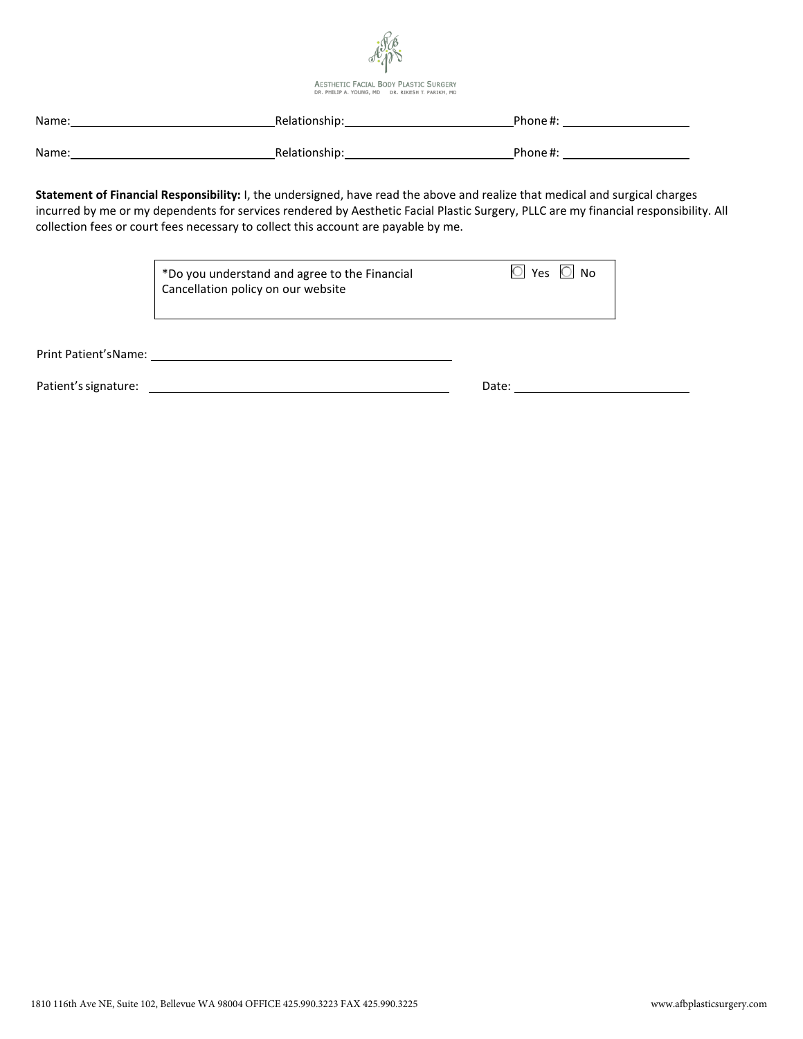AESTHETIC FACIAL BODY PLASTIC SURGERY
DR. PHILIP A. YOUNG, MD DR. RIKESH T. PARIKH, MD

Name: ______________________ Relationship: ______________________ Phone #: ______________________

Name: ______________________ Relationship: ______________________ Phone #: ______________________

**Statement of Financial Responsibility:** I, the undersigned, have read the above and realize that medical and surgical charges incurred by me or my dependents for services rendered by Aesthetic Facial Plastic Surgery, PLLC are my financial responsibility. All collection fees or court fees necessary to collect this account are payable by me.

| | |
|---|---|
| *Do you understand and agree to the Financial Cancellation policy on our website | ☐ Yes ☐ No |

Print Patient'sName: ______________________

Patient's signature: ______________________ Date: ______________________

1810 116th Ave NE, Suite 102, Bellevue WA 98004 OFFICE 425.990.3223 FAX 425.990.3225 www.afbplasticsurgery.com